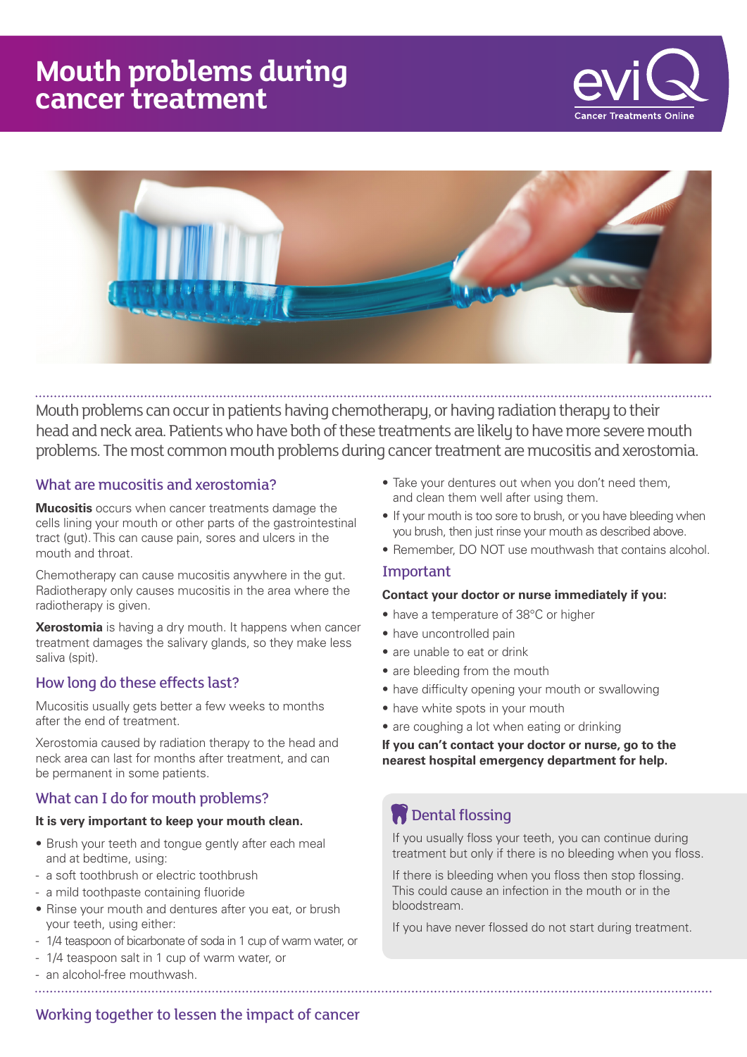# Mouth problems during cancer treatment

eviQ Cancer Treatments Online

Mouth problems can occur in patients having chemotherapy, or having radiation therapy to their head and neck area. Patients who have both of these treatments are likely to have more severe mouth problems. The most common mouth problems during cancer treatment are mucositis and xerostomia.

## What are mucositis and xerostomia?

**Mucositis** occurs when cancer treatments damage the cells lining your mouth or other parts of the gastrointestinal tract (gut). This can cause pain, sores and ulcers in the mouth and throat.

Chemotherapy can cause mucositis anywhere in the gut. Radiotherapy only causes mucositis in the area where the radiotherapy is given.

**Xerostomia** is having a dry mouth. It happens when cancer treatment damages the salivary glands, so they make less saliva (spit).

## How long do these effects last?

Mucositis usually gets better a few weeks to months after the end of treatment.

Xerostomia caused by radiation therapy to the head and neck area can last for months after treatment, and can be permanent in some patients.

## What can I do for mouth problems?

**It is very important to keep your mouth clean.**

- Brush your teeth and tongue gently after each meal and at bedtime, using:
  - a soft toothbrush or electric toothbrush
  - a mild toothpaste containing fluoride
- Rinse your mouth and dentures after you eat, or brush your teeth, using either:
  - 1/4 teaspoon of bicarbonate of soda in 1 cup of warm water, or
  - 1/4 teaspoon salt in 1 cup of warm water, or
  - an alcohol-free mouthwash.
- Take your dentures out when you don't need them, and clean them well after using them.
- If your mouth is too sore to brush, or you have bleeding when you brush, then just rinse your mouth as described above.
- Remember, DO NOT use mouthwash that contains alcohol.

## Important

**Contact your doctor or nurse immediately if you:**

- have a temperature of 38°C or higher
- have uncontrolled pain
- are unable to eat or drink
- are bleeding from the mouth
- have difficulty opening your mouth or swallowing
- have white spots in your mouth
- are coughing a lot when eating or drinking

**If you can't contact your doctor or nurse, go to the nearest hospital emergency department for help.**

## Dental flossing

If you usually floss your teeth, you can continue during treatment but only if there is no bleeding when you floss.

If there is bleeding when you floss then stop flossing. This could cause an infection in the mouth or in the bloodstream.

If you have never flossed do not start during treatment.

Working together to lessen the impact of cancer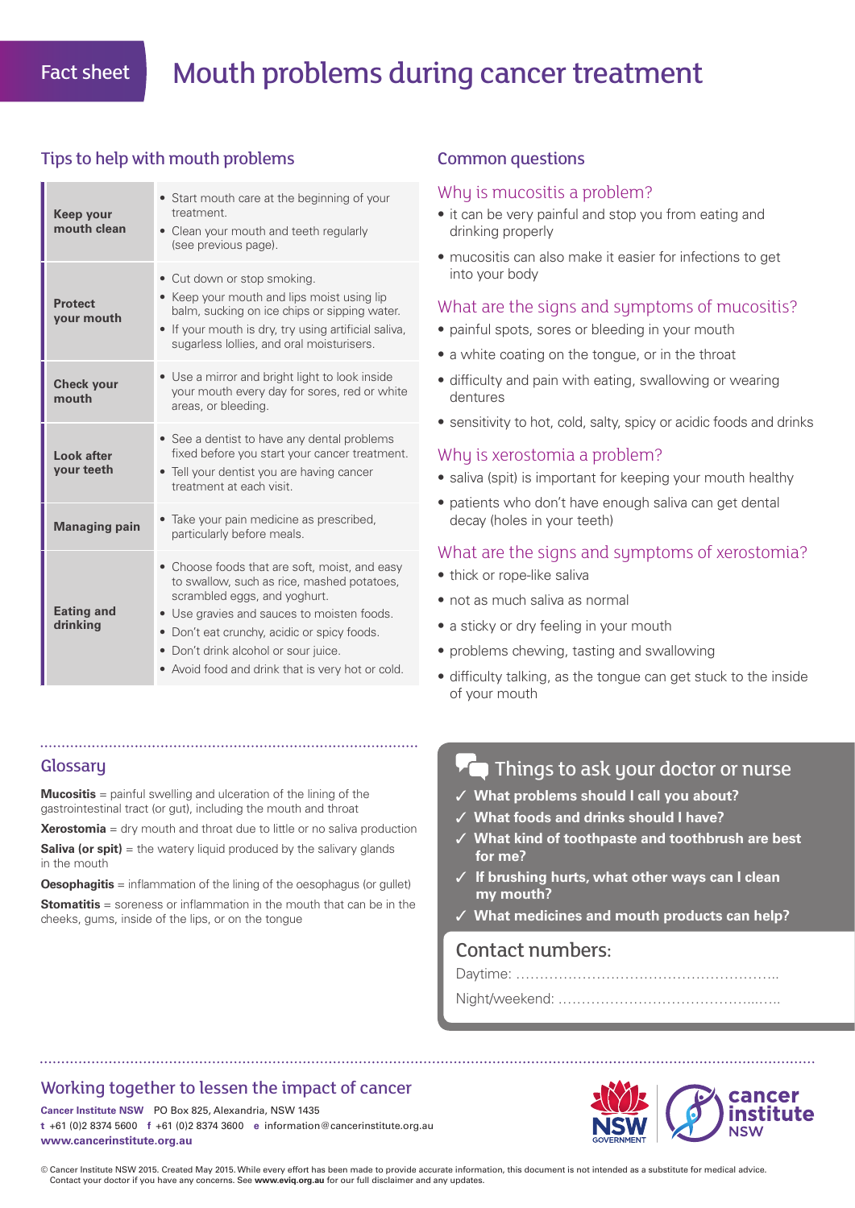# Mouth problems during cancer treatment

## Tips to help with mouth problems

| | |
|---|---|
| **Keep your mouth clean** | • Start mouth care at the beginning of your treatment.<br>• Clean your mouth and teeth regularly (see previous page). |
| **Protect your mouth** | • Cut down or stop smoking.<br>• Keep your mouth and lips moist using lip balm, sucking on ice chips or sipping water.<br>• If your mouth is dry, try using artificial saliva, sugarless lollies, and oral moisturisers. |
| **Check your mouth** | • Use a mirror and bright light to look inside your mouth every day for sores, red or white areas, or bleeding. |
| **Look after your teeth** | • See a dentist to have any dental problems fixed before you start your cancer treatment.<br>• Tell your dentist you are having cancer treatment at each visit. |
| **Managing pain** | • Take your pain medicine as prescribed, particularly before meals. |
| **Eating and drinking** | • Choose foods that are soft, moist, and easy to swallow, such as rice, mashed potatoes, scrambled eggs, and yoghurt.<br>• Use gravies and sauces to moisten foods.<br>• Don't eat crunchy, acidic or spicy foods.<br>• Don't drink alcohol or sour juice.<br>• Avoid food and drink that is very hot or cold. |

## Common questions

### Why is mucositis a problem?

- it can be very painful and stop you from eating and drinking properly
- mucositis can also make it easier for infections to get into your body

### What are the signs and symptoms of mucositis?

- painful spots, sores or bleeding in your mouth
- a white coating on the tongue, or in the throat
- difficulty and pain with eating, swallowing or wearing dentures
- sensitivity to hot, cold, salty, spicy or acidic foods and drinks

### Why is xerostomia a problem?

- saliva (spit) is important for keeping your mouth healthy
- patients who don't have enough saliva can get dental decay (holes in your teeth)

### What are the signs and symptoms of xerostomia?

- thick or rope-like saliva
- not as much saliva as normal
- a sticky or dry feeling in your mouth
- problems chewing, tasting and swallowing
- difficulty talking, as the tongue can get stuck to the inside of your mouth

## Glossary

**Mucositis** = painful swelling and ulceration of the lining of the gastrointestinal tract (or gut), including the mouth and throat

**Xerostomia** = dry mouth and throat due to little or no saliva production

**Saliva (or spit)** = the watery liquid produced by the salivary glands in the mouth

**Oesophagitis** = inflammation of the lining of the oesophagus (or gullet)

**Stomatitis** = soreness or inflammation in the mouth that can be in the cheeks, gums, inside of the lips, or on the tongue

## Things to ask your doctor or nurse

- ✓ **What problems should I call you about?**
- ✓ **What foods and drinks should I have?**
- ✓ **What kind of toothpaste and toothbrush are best for me?**
- ✓ **If brushing hurts, what other ways can I clean my mouth?**
- ✓ **What medicines and mouth products can help?**

### Contact numbers:

Daytime: ……………………………………………………..

Night/weekend: ………………………………………...…..

## Working together to lessen the impact of cancer

**Cancer Institute NSW** PO Box 825, Alexandria, NSW 1435
**t** +61 (0)2 8374 5600 **f** +61 (0)2 8374 3600 **e** information@cancerinstitute.org.au
**www.cancerinstitute.org.au**

© Cancer Institute NSW 2015. Created May 2015. While every effort has been made to provide accurate information, this document is not intended as a substitute for medical advice. Contact your doctor if you have any concerns. See **www.eviq.org.au** for our full disclaimer and any updates.